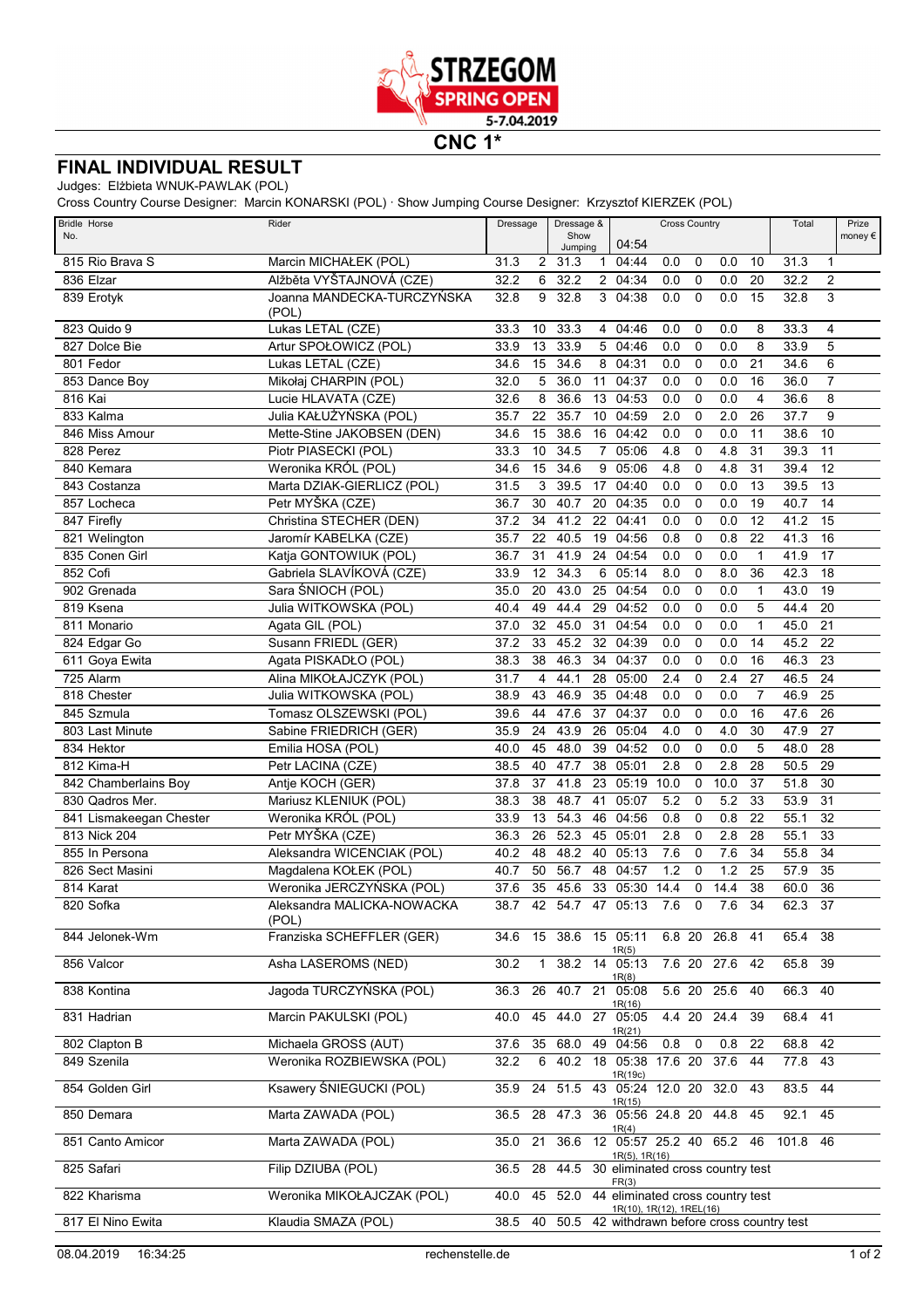STRZEGOM SPRING OPEN 5-7.04.2019

# CNC 1*

## FINAL INDIVIDUAL RESULT

Judges: Elżbieta WNUK-PAWLAK (POL)

Cross Country Course Designer: Marcin KONARSKI (POL) · Show Jumping Course Designer: Krzysztof KIERZEK (POL)

| Bridle No. | Horse | Rider | Dressage | | Dressage & Show Jumping | | Cross Country | | | | | Total | | Prize money € |
|---|---|---|---|---|---|---|---|---|---|---|---|---|---|---|
| | | | | | | | 04:54 | | | | | | | |
| 815 | Rio Brava S | Marcin MICHAŁEK (POL) | 31.3 | 2 | 31.3 | 1 | 04:44 | 0.0 | 0 | 0.0 | 10 | 31.3 | 1 | |
| 836 | Elzar | Alžběta VYŠTAJNOVÁ (CZE) | 32.2 | 6 | 32.2 | 2 | 04:34 | 0.0 | 0 | 0.0 | 20 | 32.2 | 2 | |
| 839 | Erotyk | Joanna MANDECKA-TURCZYŃSKA (POL) | 32.8 | 9 | 32.8 | 3 | 04:38 | 0.0 | 0 | 0.0 | 15 | 32.8 | 3 | |
| 823 | Quido 9 | Lukas LETAL (CZE) | 33.3 | 10 | 33.3 | 4 | 04:46 | 0.0 | 0 | 0.0 | 8 | 33.3 | 4 | |
| 827 | Dolce Bie | Artur SPOŁOWICZ (POL) | 33.9 | 13 | 33.9 | 5 | 04:46 | 0.0 | 0 | 0.0 | 8 | 33.9 | 5 | |
| 801 | Fedor | Lukas LETAL (CZE) | 34.6 | 15 | 34.6 | 8 | 04:31 | 0.0 | 0 | 0.0 | 21 | 34.6 | 6 | |
| 853 | Dance Boy | Mikołaj CHARPIN (POL) | 32.0 | 5 | 36.0 | 11 | 04:37 | 0.0 | 0 | 0.0 | 16 | 36.0 | 7 | |
| 816 | Kai | Lucie HLAVATA (CZE) | 32.6 | 8 | 36.6 | 13 | 04:53 | 0.0 | 0 | 0.0 | 4 | 36.6 | 8 | |
| 833 | Kalma | Julia KAŁUŻYŃSKA (POL) | 35.7 | 22 | 35.7 | 10 | 04:59 | 2.0 | 0 | 2.0 | 26 | 37.7 | 9 | |
| 846 | Miss Amour | Mette-Stine JAKOBSEN (DEN) | 34.6 | 15 | 38.6 | 16 | 04:42 | 0.0 | 0 | 0.0 | 11 | 38.6 | 10 | |
| 828 | Perez | Piotr PIASECKI (POL) | 33.3 | 10 | 34.5 | 7 | 05:06 | 4.8 | 0 | 4.8 | 31 | 39.3 | 11 | |
| 840 | Kemara | Weronika KRÓL (POL) | 34.6 | 15 | 34.6 | 9 | 05:06 | 4.8 | 0 | 4.8 | 31 | 39.4 | 12 | |
| 843 | Costanza | Marta DZIAK-GIERLICZ (POL) | 31.5 | 3 | 39.5 | 17 | 04:40 | 0.0 | 0 | 0.0 | 13 | 39.5 | 13 | |
| 857 | Locheca | Petr MYŠKA (CZE) | 36.7 | 30 | 40.7 | 20 | 04:35 | 0.0 | 0 | 0.0 | 19 | 40.7 | 14 | |
| 847 | Firefly | Christina STECHER (DEN) | 37.2 | 34 | 41.2 | 22 | 04:41 | 0.0 | 0 | 0.0 | 12 | 41.2 | 15 | |
| 821 | Welington | Jaromír KABELKA (CZE) | 35.7 | 22 | 40.5 | 19 | 04:56 | 0.8 | 0 | 0.8 | 22 | 41.3 | 16 | |
| 835 | Conen Girl | Katja GONTOWIUK (POL) | 36.7 | 31 | 41.9 | 24 | 04:54 | 0.0 | 0 | 0.0 | 1 | 41.9 | 17 | |
| 852 | Cofi | Gabriela SLAVÍKOVÁ (CZE) | 33.9 | 12 | 34.3 | 6 | 05:14 | 8.0 | 0 | 8.0 | 36 | 42.3 | 18 | |
| 902 | Grenada | Sara ŚNIOCH (POL) | 35.0 | 20 | 43.0 | 25 | 04:54 | 0.0 | 0 | 0.0 | 1 | 43.0 | 19 | |
| 819 | Ksena | Julia WITKOWSKA (POL) | 40.4 | 49 | 44.4 | 29 | 04:52 | 0.0 | 0 | 0.0 | 5 | 44.4 | 20 | |
| 811 | Monario | Agata GIL (POL) | 37.0 | 32 | 45.0 | 31 | 04:54 | 0.0 | 0 | 0.0 | 1 | 45.0 | 21 | |
| 824 | Edgar Go | Susann FRIEDL (GER) | 37.2 | 33 | 45.2 | 32 | 04:39 | 0.0 | 0 | 0.0 | 14 | 45.2 | 22 | |
| 611 | Goya Ewita | Agata PISKADŁO (POL) | 38.3 | 38 | 46.3 | 34 | 04:37 | 0.0 | 0 | 0.0 | 16 | 46.3 | 23 | |
| 725 | Alarm | Alina MIKOŁAJCZYK (POL) | 31.7 | 4 | 44.1 | 28 | 05:00 | 2.4 | 0 | 2.4 | 27 | 46.5 | 24 | |
| 818 | Chester | Julia WITKOWSKA (POL) | 38.9 | 43 | 46.9 | 35 | 04:48 | 0.0 | 0 | 0.0 | 7 | 46.9 | 25 | |
| 845 | Szmula | Tomasz OLSZEWSKI (POL) | 39.6 | 44 | 47.6 | 37 | 04:37 | 0.0 | 0 | 0.0 | 16 | 47.6 | 26 | |
| 803 | Last Minute | Sabine FRIEDRICH (GER) | 35.9 | 24 | 43.9 | 26 | 05:04 | 4.0 | 0 | 4.0 | 30 | 47.9 | 27 | |
| 834 | Hektor | Emilia HOSA (POL) | 40.0 | 45 | 48.0 | 39 | 04:52 | 0.0 | 0 | 0.0 | 5 | 48.0 | 28 | |
| 812 | Kima-H | Petr LACINA (CZE) | 38.5 | 40 | 47.7 | 38 | 05:01 | 2.8 | 0 | 2.8 | 28 | 50.5 | 29 | |
| 842 | Chamberlains Boy | Antje KOCH (GER) | 37.8 | 37 | 41.8 | 23 | 05:19 | 10.0 | 0 | 10.0 | 37 | 51.8 | 30 | |
| 830 | Qadros Mer. | Mariusz KLENIUK (POL) | 38.3 | 38 | 48.7 | 41 | 05:07 | 5.2 | 0 | 5.2 | 33 | 53.9 | 31 | |
| 841 | Lismakeegan Chester | Weronika KRÓL (POL) | 33.9 | 13 | 54.3 | 46 | 04:56 | 0.8 | 0 | 0.8 | 22 | 55.1 | 32 | |
| 813 | Nick 204 | Petr MYŠKA (CZE) | 36.3 | 26 | 52.3 | 45 | 05:01 | 2.8 | 0 | 2.8 | 28 | 55.1 | 33 | |
| 855 | In Persona | Aleksandra WICENCIAK (POL) | 40.2 | 48 | 48.2 | 40 | 05:13 | 7.6 | 0 | 7.6 | 34 | 55.8 | 34 | |
| 826 | Sect Masini | Magdalena KOŁEK (POL) | 40.7 | 50 | 56.7 | 48 | 04:57 | 1.2 | 0 | 1.2 | 25 | 57.9 | 35 | |
| 814 | Karat | Weronika JERCZYŃSKA (POL) | 37.6 | 35 | 45.6 | 33 | 05:30 | 14.4 | 0 | 14.4 | 38 | 60.0 | 36 | |
| 820 | Sofka | Aleksandra MALICKA-NOWACKA (POL) | 38.7 | 42 | 54.7 | 47 | 05:13 | 7.6 | 0 | 7.6 | 34 | 62.3 | 37 | |
| 844 | Jelonek-Wm | Franziska SCHEFFLER (GER) | 34.6 | 15 | 38.6 | 15 | 05:11 1R(5) | 6.8 | 20 | 26.8 | 41 | 65.4 | 38 | |
| 856 | Valcor | Asha LASEROMS (NED) | 30.2 | 1 | 38.2 | 14 | 05:13 1R(8) | 7.6 | 20 | 27.6 | 42 | 65.8 | 39 | |
| 838 | Kontina | Jagoda TURCZYŃSKA (POL) | 36.3 | 26 | 40.7 | 21 | 05:08 1R(16) | 5.6 | 20 | 25.6 | 40 | 66.3 | 40 | |
| 831 | Hadrian | Marcin PAKULSKI (POL) | 40.0 | 45 | 44.0 | 27 | 05:05 1R(21) | 4.4 | 20 | 24.4 | 39 | 68.4 | 41 | |
| 802 | Clapton B | Michaela GROSS (AUT) | 37.6 | 35 | 68.0 | 49 | 04:56 | 0.8 | 0 | 0.8 | 22 | 68.8 | 42 | |
| 849 | Szenila | Weronika ROZBIEWSKA (POL) | 32.2 | 6 | 40.2 | 18 | 05:38 1R(19c) | 17.6 | 20 | 37.6 | 44 | 77.8 | 43 | |
| 854 | Golden Girl | Ksawery ŚNIEGUCKI (POL) | 35.9 | 24 | 51.5 | 43 | 05:24 1R(15) | 12.0 | 20 | 32.0 | 43 | 83.5 | 44 | |
| 850 | Demara | Marta ZAWADA (POL) | 36.5 | 28 | 47.3 | 36 | 05:56 1R(4) | 24.8 | 20 | 44.8 | 45 | 92.1 | 45 | |
| 851 | Canto Amicor | Marta ZAWADA (POL) | 35.0 | 21 | 36.6 | 12 | 05:57 1R(5), 1R(16) | 25.2 | 40 | 65.2 | 46 | 101.8 | 46 | |
| 825 | Safari | Filip DZIUBA (POL) | 36.5 | 28 | 44.5 | 30 | eliminated cross country test FR(3) | | | | | | | |
| 822 | Kharisma | Weronika MIKOŁAJCZAK (POL) | 40.0 | 45 | 52.0 | 44 | eliminated cross country test 1R(10), 1R(12), 1REL(16) | | | | | | | |
| 817 | El Nino Ewita | Klaudia SMAZA (POL) | 38.5 | 40 | 50.5 | 42 | withdrawn before cross country test | | | | | | | |

08.04.2019 16:34:25 rechenstelle.de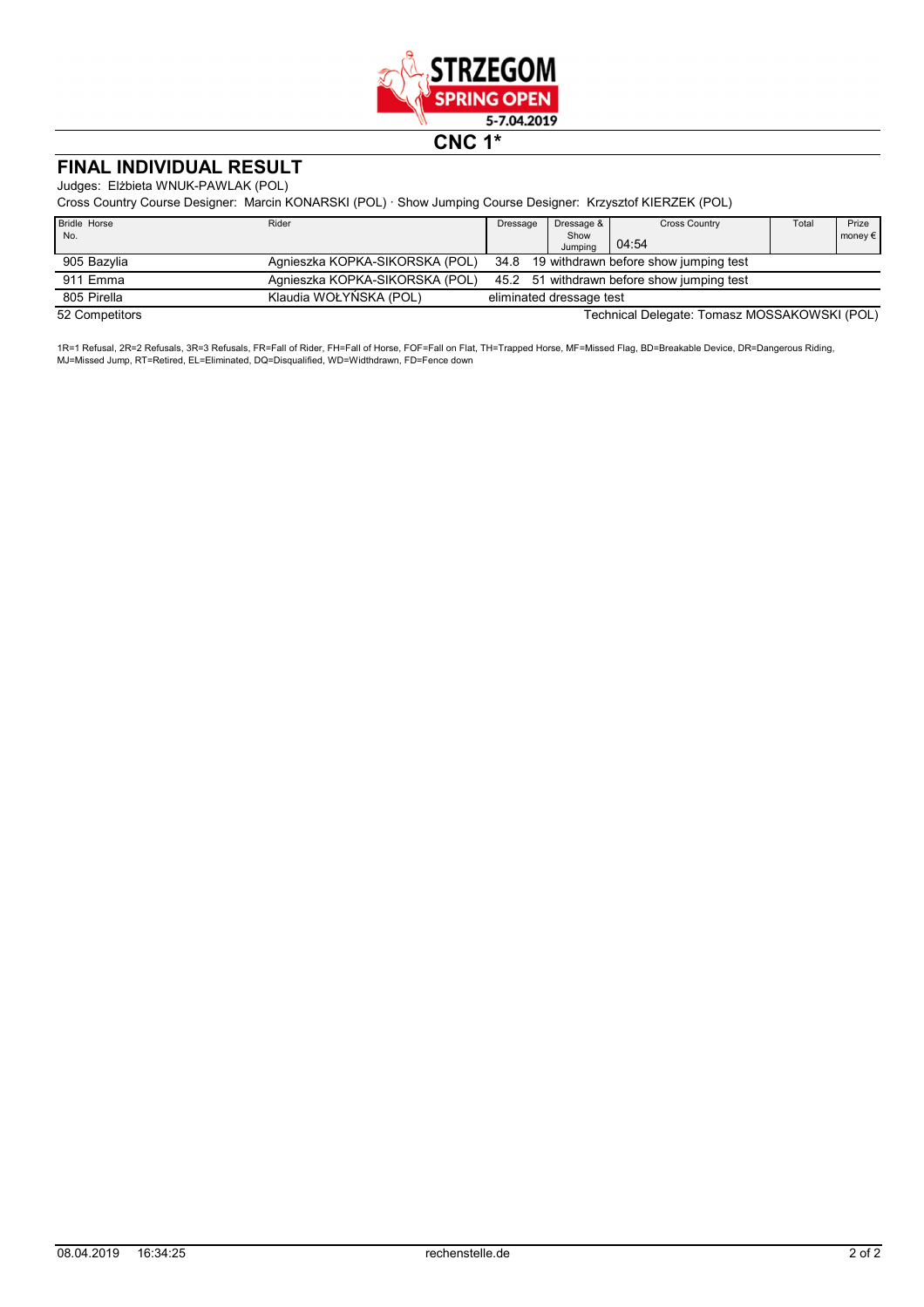STRZEGOM SPRING OPEN 5-7.04.2019

## CNC 1*

# FINAL INDIVIDUAL RESULT

Judges: Elżbieta WNUK-PAWLAK (POL)

Cross Country Course Designer: Marcin KONARSKI (POL) · Show Jumping Course Designer: Krzysztof KIERZEK (POL)

| Bridle No. | Horse | Rider | Dressage | Dressage & Show Jumping | Cross Country 04:54 | Total | Prize money € |
|---|---|---|---|---|---|---|---|
| 905 | Bazylia | Agnieszka KOPKA-SIKORSKA (POL) | 34.8 | 19 withdrawn before show jumping test | | | |
| 911 | Emma | Agnieszka KOPKA-SIKORSKA (POL) | 45.2 | 51 withdrawn before show jumping test | | | |
| 805 | Pirella | Klaudia WOŁYŃSKA (POL) | eliminated dressage test | | | | |

52 Competitors

Technical Delegate: Tomasz MOSSAKOWSKI (POL)

1R=1 Refusal, 2R=2 Refusals, 3R=3 Refusals, FR=Fall of Rider, FH=Fall of Horse, FOF=Fall on Flat, TH=Trapped Horse, MF=Missed Flag, BD=Breakable Device, DR=Dangerous Riding, MJ=Missed Jump, RT=Retired, EL=Eliminated, DQ=Disqualified, WD=Widthdrawn, FD=Fence down

08.04.2019 16:34:25 rechenstelle.de